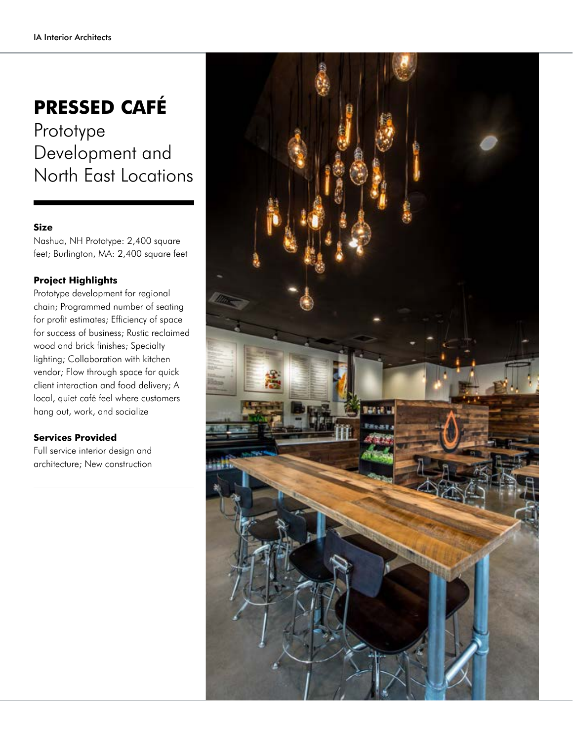# PRESSED CAFÉ

## Prototype Development and North East Locations

**Size**

Nashua, NH Prototype: 2,400 square feet; Burlington, MA: 2,400 square feet

**Project Highlights**

Prototype development for regional chain; Programmed number of seating for profit estimates; Efficiency of space for success of business; Rustic reclaimed wood and brick finishes; Specialty lighting; Collaboration with kitchen vendor; Flow through space for quick client interaction and food delivery; A local, quiet café feel where customers hang out, work, and socialize

**Services Provided**

Full service interior design and architecture; New construction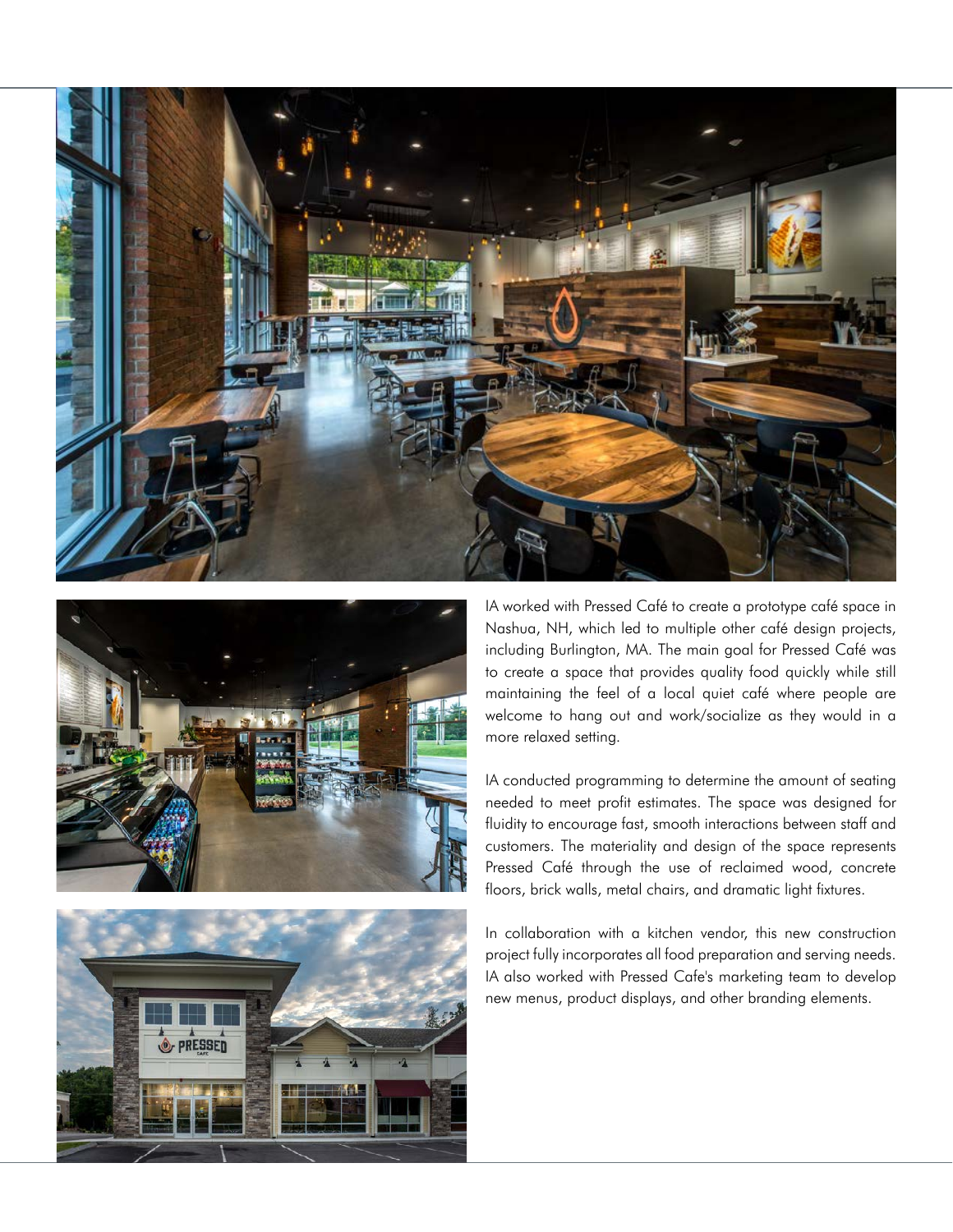IA worked with Pressed Café to create a prototype café space in Nashua, NH, which led to multiple other café design projects, including Burlington, MA. The main goal for Pressed Café was to create a space that provides quality food quickly while still maintaining the feel of a local quiet café where people are welcome to hang out and work/socialize as they would in a more relaxed setting.

IA conducted programming to determine the amount of seating needed to meet profit estimates. The space was designed for fluidity to encourage fast, smooth interactions between staff and customers. The materiality and design of the space represents Pressed Café through the use of reclaimed wood, concrete floors, brick walls, metal chairs, and dramatic light fixtures.

In collaboration with a kitchen vendor, this new construction project fully incorporates all food preparation and serving needs. IA also worked with Pressed Cafe's marketing team to develop new menus, product displays, and other branding elements.